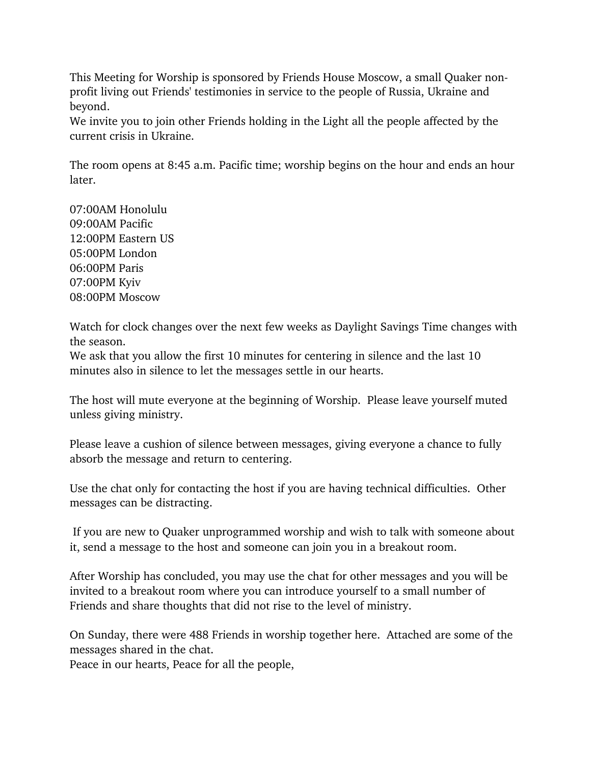This Meeting for Worship is sponsored by Friends House Moscow, a small Quaker non-profit living out Friends' testimonies in service to the people of Russia, Ukraine and beyond.
We invite you to join other Friends holding in the Light all the people affected by the current crisis in Ukraine.

The room opens at 8:45 a.m. Pacific time; worship begins on the hour and ends an hour later.

07:00AM Honolulu
09:00AM Pacific
12:00PM Eastern US
05:00PM London
06:00PM Paris
07:00PM Kyiv
08:00PM Moscow

Watch for clock changes over the next few weeks as Daylight Savings Time changes with the season.
We ask that you allow the first 10 minutes for centering in silence and the last 10 minutes also in silence to let the messages settle in our hearts.

The host will mute everyone at the beginning of Worship. Please leave yourself muted unless giving ministry.

Please leave a cushion of silence between messages, giving everyone a chance to fully absorb the message and return to centering.

Use the chat only for contacting the host if you are having technical difficulties. Other messages can be distracting.

If you are new to Quaker unprogrammed worship and wish to talk with someone about it, send a message to the host and someone can join you in a breakout room.

After Worship has concluded, you may use the chat for other messages and you will be invited to a breakout room where you can introduce yourself to a small number of Friends and share thoughts that did not rise to the level of ministry.

On Sunday, there were 488 Friends in worship together here. Attached are some of the messages shared in the chat.
Peace in our hearts, Peace for all the people,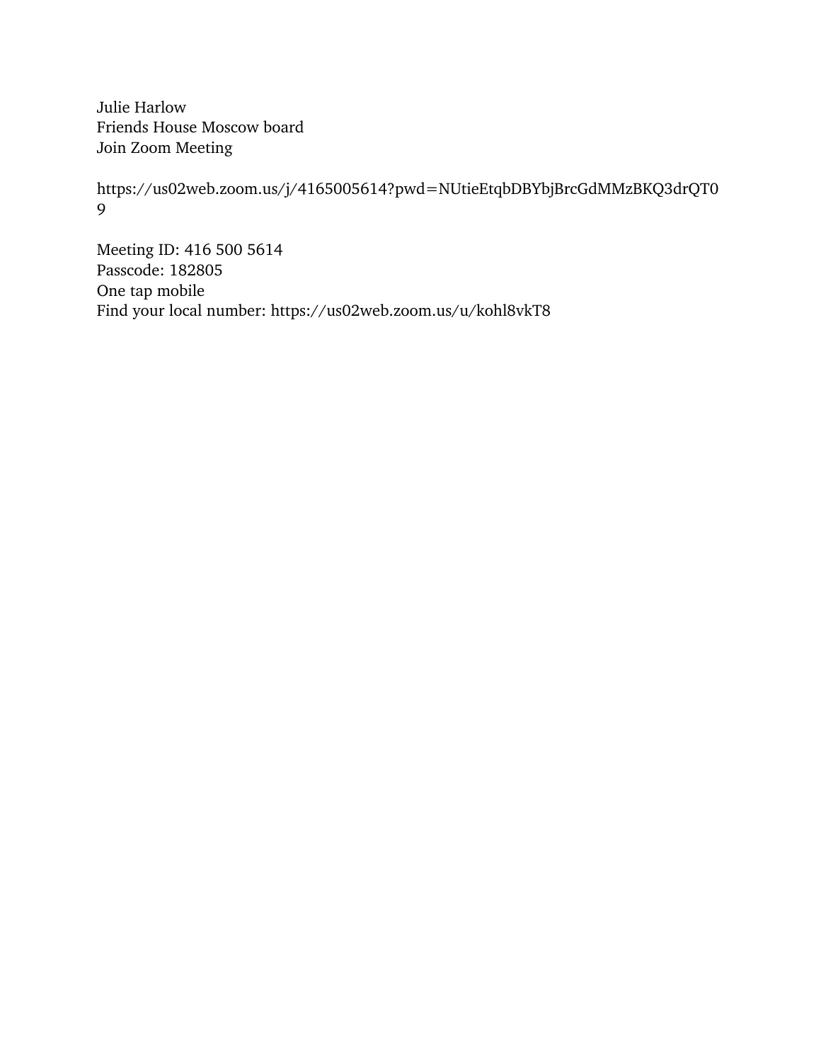Julie Harlow
Friends House Moscow board
Join Zoom Meeting

https://us02web.zoom.us/j/4165005614?pwd=NUtieEtqbDBYbjBrcGdMMzBKQ3drQT09

Meeting ID: 416 500 5614
Passcode: 182805
One tap mobile
Find your local number: https://us02web.zoom.us/u/kohl8vkT8